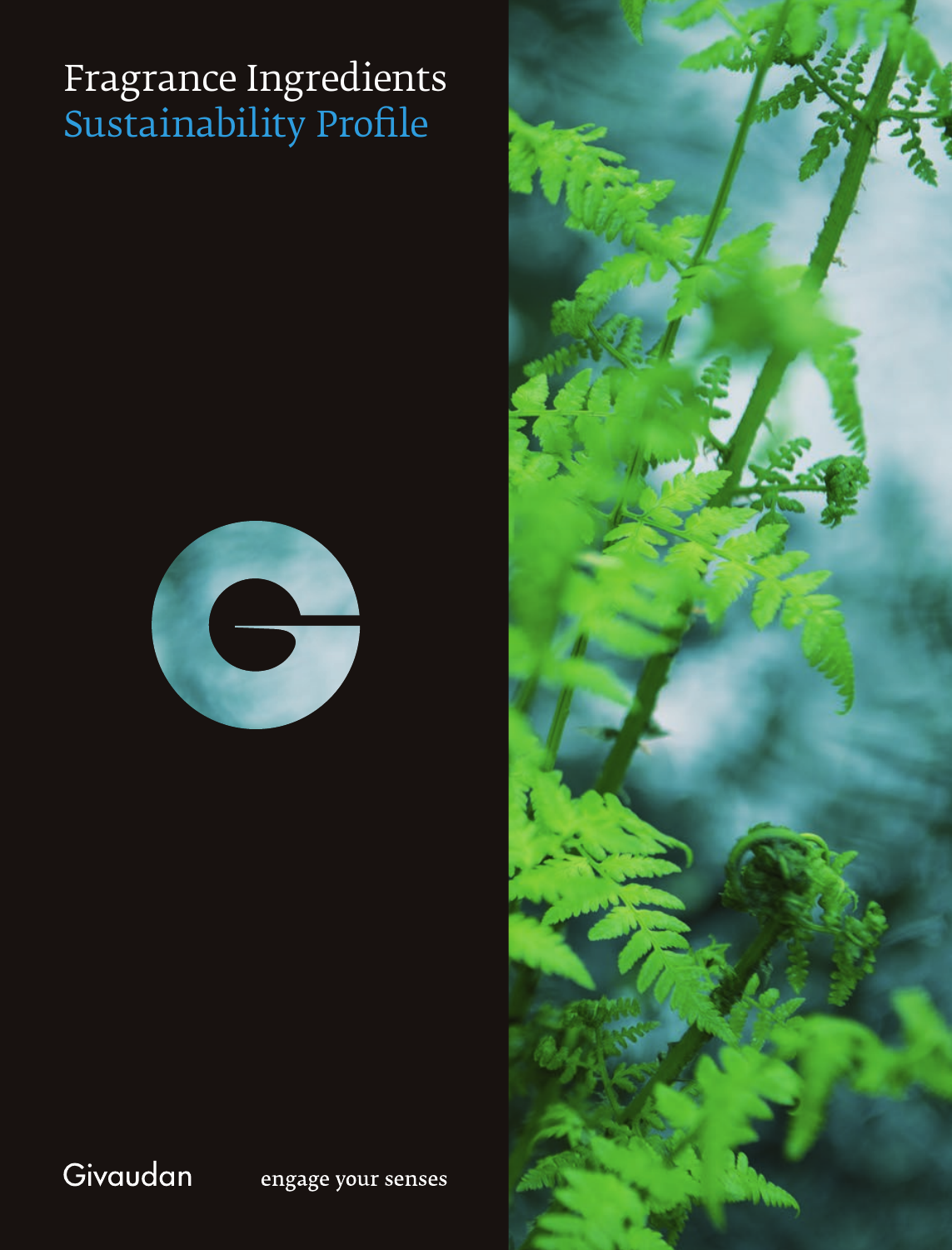# Fragrance Ingredients
## Sustainability Profile

Givaudan

engage your senses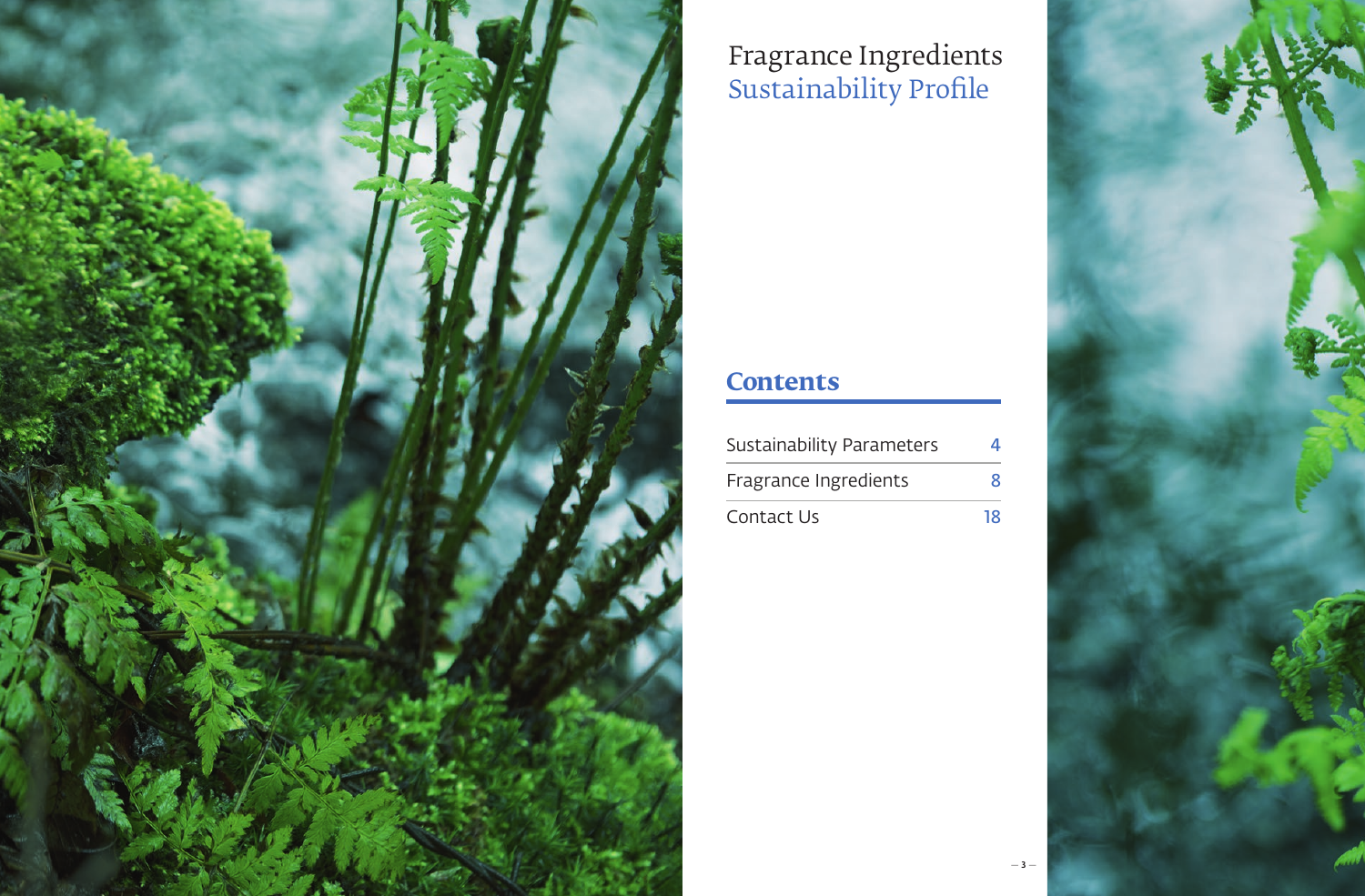# Fragrance Ingredients
## Sustainability Profile

## Contents

| | |
|---|---|
| Sustainability Parameters | 4 |
| Fragrance Ingredients | 8 |
| Contact Us | 18 |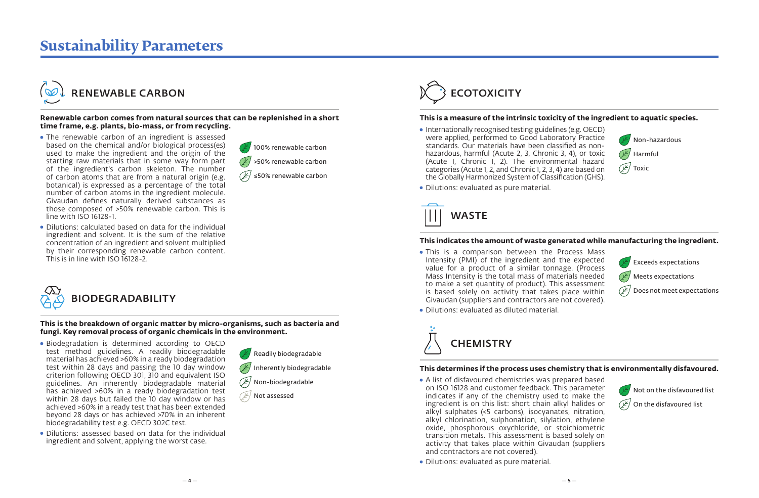# Sustainability Parameters

## RENEWABLE CARBON

**Renewable carbon comes from natural sources that can be replenished in a short time frame, e.g. plants, bio-mass, or from recycling.**

- The renewable carbon of an ingredient is assessed based on the chemical and/or biological process(es) used to make the ingredient and the origin of the starting raw materials that in some way form part of the ingredient's carbon skeleton. The number of carbon atoms that are from a natural origin (e.g. botanical) is expressed as a percentage of the total number of carbon atoms in the ingredient molecule. Givaudan defines naturally derived substances as those composed of >50% renewable carbon. This is line with ISO 16128-1.
- Dilutions: calculated based on data for the individual ingredient and solvent. It is the sum of the relative concentration of an ingredient and solvent multiplied by their corresponding renewable carbon content. This is in line with ISO 16128-2.

100% renewable carbon
>50% renewable carbon
≤50% renewable carbon

## BIODEGRADABILITY

**This is the breakdown of organic matter by micro-organisms, such as bacteria and fungi. Key removal process of organic chemicals in the environment.**

- Biodegradation is determined according to OECD test method guidelines. A readily biodegradable material has achieved >60% in a ready biodegradation test within 28 days and passing the 10 day window criterion following OECD 301, 310 and equivalent ISO guidelines. An inherently biodegradable material has achieved >60% in a ready biodegradation test within 28 days but failed the 10 day window or has achieved >60% in a ready test that has been extended beyond 28 days or has achieved >70% in an inherent biodegradability test e.g. OECD 302C test.
- Dilutions: assessed based on data for the individual ingredient and solvent, applying the worst case.

Readily biodegradable
Inherently biodegradable
Non-biodegradable
Not assessed

## ECOTOXICITY

**This is a measure of the intrinsic toxicity of the ingredient to aquatic species.**

- Internationally recognised testing guidelines (e.g. OECD) were applied, performed to Good Laboratory Practice standards. Our materials have been classified as non-hazardous, harmful (Acute 2, 3, Chronic 3, 4), or toxic (Acute 1, Chronic 1, 2). The environmental hazard categories (Acute 1, 2, and Chronic 1, 2, 3, 4) are based on the Globally Harmonized System of Classification (GHS).
- Dilutions: evaluated as pure material.

Non-hazardous
Harmful
Toxic

## WASTE

**This indicates the amount of waste generated while manufacturing the ingredient.**

- This is a comparison between the Process Mass Intensity (PMI) of the ingredient and the expected value for a product of a similar tonnage. (Process Mass Intensity is the total mass of materials needed to make a set quantity of product). This assessment is based solely on activity that takes place within Givaudan (suppliers and contractors are not covered).
- Dilutions: evaluated as diluted material.

Exceeds expectations
Meets expectations
Does not meet expectations

## CHEMISTRY

**This determines if the process uses chemistry that is environmentally disfavoured.**

- A list of disfavoured chemistries was prepared based on ISO 16128 and customer feedback. This parameter indicates if any of the chemistry used to make the ingredient is on this list: short chain alkyl halides or alkyl sulphates (<5 carbons), isocyanates, nitration, alkyl chlorination, sulphonation, silylation, ethylene oxide, phosphorous oxychloride, or stoichiometric transition metals. This assessment is based solely on activity that takes place within Givaudan (suppliers and contractors are not covered).
- Dilutions: evaluated as pure material.

Not on the disfavoured list
On the disfavoured list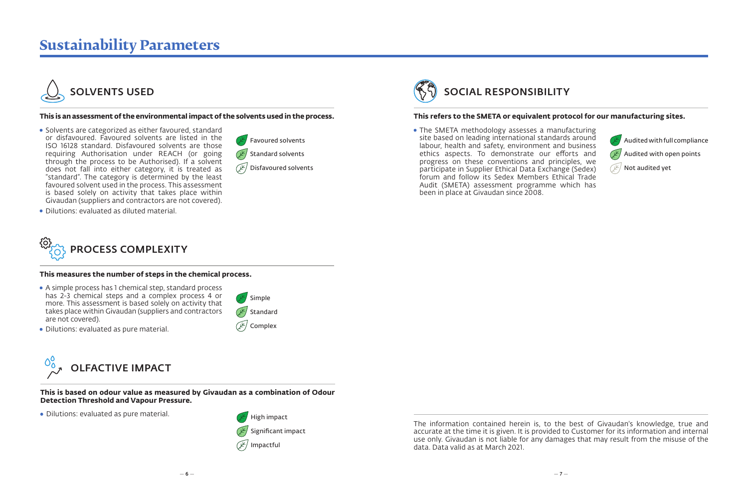# Sustainability Parameters

## SOLVENTS USED

**This is an assessment of the environmental impact of the solvents used in the process.**

- Solvents are categorized as either favoured, standard or disfavoured. Favoured solvents are listed in the ISO 16128 standard. Disfavoured solvents are those requiring Authorisation under REACH (or going through the process to be Authorised). If a solvent does not fall into either category, it is treated as "standard". The category is determined by the least favoured solvent used in the process. This assessment is based solely on activity that takes place within Givaudan (suppliers and contractors are not covered).
- Dilutions: evaluated as diluted material.

Favoured solvents
Standard solvents
Disfavoured solvents

## PROCESS COMPLEXITY

**This measures the number of steps in the chemical process.**

- A simple process has 1 chemical step, standard process has 2-3 chemical steps and a complex process 4 or more. This assessment is based solely on activity that takes place within Givaudan (suppliers and contractors are not covered).
- Dilutions: evaluated as pure material.

Simple
Standard
Complex

## OLFACTIVE IMPACT

**This is based on odour value as measured by Givaudan as a combination of Odour Detection Threshold and Vapour Pressure.**

- Dilutions: evaluated as pure material.

High impact
Significant impact
Impactful

## SOCIAL RESPONSIBILITY

**This refers to the SMETA or equivalent protocol for our manufacturing sites.**

- The SMETA methodology assesses a manufacturing site based on leading international standards around labour, health and safety, environment and business ethics aspects. To demonstrate our efforts and progress on these conventions and principles, we participate in Supplier Ethical Data Exchange (Sedex) forum and follow its Sedex Members Ethical Trade Audit (SMETA) assessment programme which has been in place at Givaudan since 2008.

Audited with full compliance
Audited with open points
Not audited yet

The information contained herein is, to the best of Givaudan's knowledge, true and accurate at the time it is given. It is provided to Customer for its information and internal use only. Givaudan is not liable for any damages that may result from the misuse of the data. Data valid as at March 2021.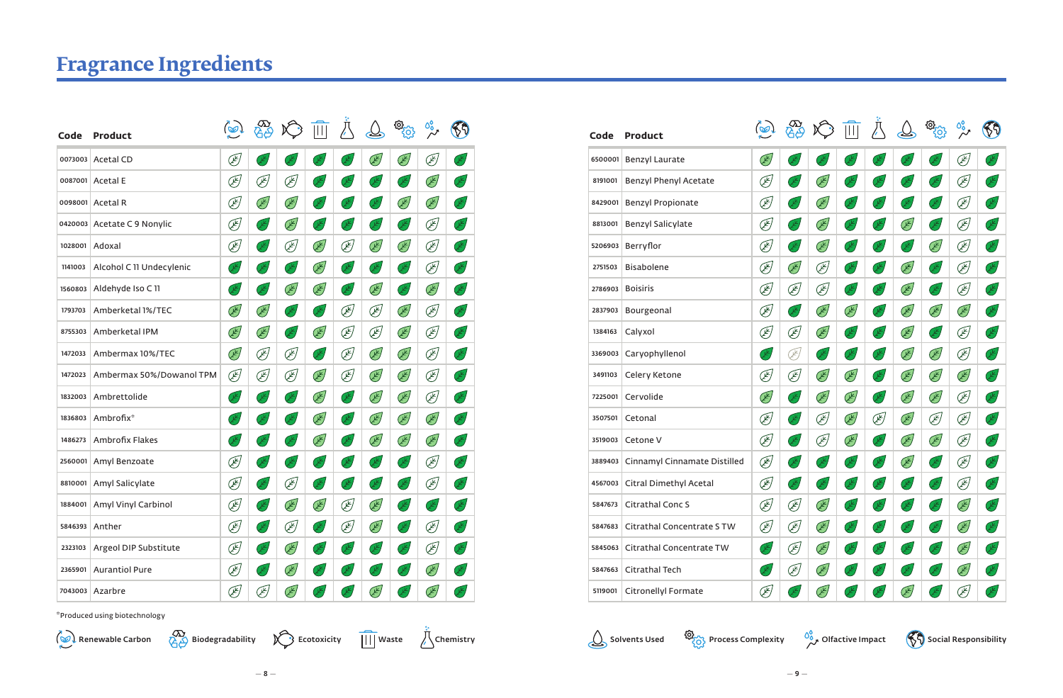# Fragrance Ingredients

| Code | Product | Renewable Carbon | Biodegradability | Ecotoxicity | Waste | Chemistry | Solvents Used | Process Complexity | Olfactive Impact | Social Responsibility |
|---|---|---|---|---|---|---|---|---|---|---|
| 0073003 | Acetal CD | ○ | ● | ● | ● | ● | ◐ | ◐ | ○ | ● |
| 0087001 | Acetal E | ○ | ○ | ○ | ● | ● | ● | ● | ◐ | ● |
| 0098001 | Acetal R | ○ | ◐ | ◐ | ● | ● | ● | ◐ | ◐ | ● |
| 0420003 | Acetate C 9 Nonylic | ○ | ● | ◐ | ● | ● | ● | ● | ○ | ● |
| 1028001 | Adoxal | ○ | ● | ○ | ◐ | ○ | ◐ | ◐ | ○ | ● |
| 1141003 | Alcohol C 11 Undecylenic | ● | ● | ● | ◐ | ● | ● | ● | ○ | ● |
| 1560803 | Aldehyde Iso C 11 | ● | ● | ◐ | ◐ | ● | ◐ | ● | ◐ | ● |
| 1793703 | Amberketal 1%/TEC | ◐ | ◐ | ● | ● | ○ | ○ | ◐ | ○ | ● |
| 8755303 | Amberketal IPM | ◐ | ◐ | ● | ◐ | ○ | ○ | ◐ | ○ | ● |
| 1472033 | Ambermax 10%/TEC | ◐ | ○ | ○ | ● | ○ | ◐ | ◐ | ○ | ● |
| 1472023 | Ambermax 50%/Dowanol TPM | ○ | ○ | ○ | ◐ | ○ | ◐ | ◐ | ○ | ● |
| 1832003 | Ambrettolide | ● | ● | ● | ◐ | ● | ◐ | ◐ | ○ | ● |
| 1836803 | Ambrofix* | ● | ● | ● | ◐ | ● | ◐ | ◐ | ◐ | ● |
| 1486273 | Ambrofix Flakes | ● | ● | ● | ◐ | ● | ◐ | ◐ | ◐ | ● |
| 2560001 | Amyl Benzoate | ○ | ● | ● | ● | ● | ● | ● | ○ | ● |
| 8810001 | Amyl Salicylate | ○ | ● | ○ | ● | ● | ● | ● | ○ | ● |
| 1884001 | Amyl Vinyl Carbinol | ○ | ● | ◐ | ◐ | ○ | ◐ | ● | ● | ● |
| 5846393 | Anther | ○ | ● | ○ | ● | ○ | ◐ | ● | ○ | ● |
| 2323103 | Argeol DIP Substitute | ○ | ● | ◐ | ● | ● | ● | ● | ○ | ● |
| 2365901 | Aurantiol Pure | ○ | ● | ◐ | ● | ● | ● | ● | ◐ | ● |
| 7043003 | Azarbre | ○ | ○ | ◐ | ● | ● | ◐ | ● | ◐ | ● |
| 6500001 | Benzyl Laurate | ◐ | ● | ● | ● | ● | ● | ● | ○ | ● |
| 8191001 | Benzyl Phenyl Acetate | ○ | ● | ◐ | ● | ● | ● | ● | ○ | ● |
| 8429001 | Benzyl Propionate | ○ | ● | ◐ | ● | ● | ● | ● | ○ | ● |
| 8813001 | Benzyl Salicylate | ○ | ● | ◐ | ● | ● | ◐ | ● | ○ | ● |
| 5206903 | Berryflor | ○ | ● | ◐ | ● | ● | ● | ◐ | ○ | ● |
| 2751503 | Bisabolene | ○ | ◐ | ○ | ● | ● | ◐ | ● | ○ | ● |
| 2786903 | Boisiris | ○ | ○ | ○ | ● | ● | ◐ | ● | ○ | ● |
| 2837903 | Bourgeonal | ○ | ● | ◐ | ◐ | ● | ◐ | ◐ | ◐ | ● |
| 1384163 | Calyxol | ○ | ○ | ◐ | ● | ● | ◐ | ● | ○ | ● |
| 3369003 | Caryophyllenol | ● | ○ | ● | ● | ● | ◐ | ◐ | ○ | ● |
| 3491103 | Celery Ketone | ○ | ○ | ◐ | ◐ | ● | ◐ | ◐ | ◐ | ● |
| 7225001 | Cervolide | ◐ | ● | ◐ | ◐ | ● | ◐ | ◐ | ○ | ● |
| 3507501 | Cetonal | ○ | ● | ○ | ◐ | ○ | ◐ | ○ | ○ | ● |
| 3519003 | Cetone V | ○ | ● | ○ | ◐ | ● | ◐ | ◐ | ○ | ● |
| 3889403 | Cinnamyl Cinnamate Distilled | ○ | ● | ● | ● | ● | ◐ | ● | ○ | ● |
| 4567003 | Citral Dimethyl Acetal | ○ | ● | ● | ● | ● | ● | ● | ○ | ● |
| 5847673 | Citrathal Conc S | ○ | ○ | ◐ | ● | ● | ● | ● | ◐ | ● |
| 5847683 | Citrathal Concentrate S TW | ○ | ○ | ◐ | ● | ● | ● | ● | ◐ | ● |
| 5845063 | Citrathal Concentrate TW | ● | ○ | ◐ | ● | ● | ● | ● | ◐ | ● |
| 5847663 | Citrathal Tech | ● | ○ | ◐ | ● | ● | ● | ● | ◐ | ● |
| 5119001 | Citronellyl Formate | ○ | ● | ◐ | ● | ● | ◐ | ● | ○ | ● |

*Produced using biotechnology

Renewable Carbon · Biodegradability · Ecotoxicity · Waste · Chemistry · Solvents Used · Process Complexity · Olfactive Impact · Social Responsibility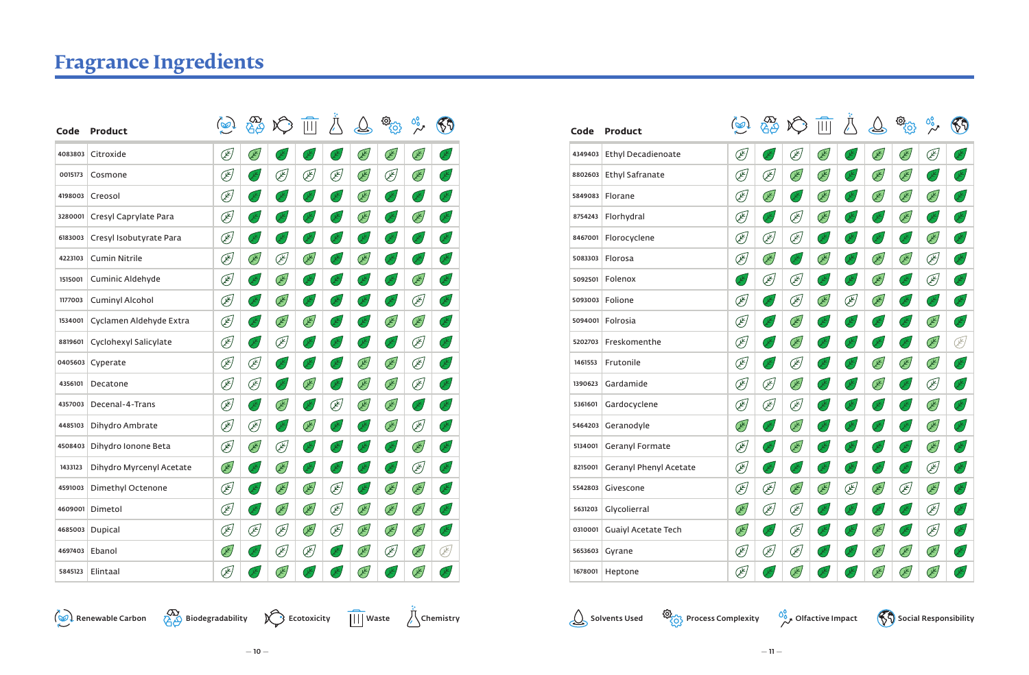# Fragrance Ingredients

| Code | Product | Renewable Carbon | Biodegradability | Ecotoxicity | Waste | Chemistry | Solvents Used | Process Complexity | Olfactive Impact | Social Responsibility |
|---|---|---|---|---|---|---|---|---|---|---|
| 4083803 | Citroxide | | | | | | | | | |
| 0015173 | Cosmone | | | | | | | | | |
| 4198003 | Creosol | | | | | | | | | |
| 3280001 | Cresyl Caprylate Para | | | | | | | | | |
| 6183003 | Cresyl Isobutyrate Para | | | | | | | | | |
| 4223103 | Cumin Nitrile | | | | | | | | | |
| 1515001 | Cuminic Aldehyde | | | | | | | | | |
| 1177003 | Cuminyl Alcohol | | | | | | | | | |
| 1534001 | Cyclamen Aldehyde Extra | | | | | | | | | |
| 8819601 | Cyclohexyl Salicylate | | | | | | | | | |
| 0405603 | Cyperate | | | | | | | | | |
| 4356101 | Decatone | | | | | | | | | |
| 4357003 | Decenal-4-Trans | | | | | | | | | |
| 4485103 | Dihydro Ambrate | | | | | | | | | |
| 4508403 | Dihydro Ionone Beta | | | | | | | | | |
| 1433123 | Dihydro Myrcenyl Acetate | | | | | | | | | |
| 4591003 | Dimethyl Octenone | | | | | | | | | |
| 4609001 | Dimetol | | | | | | | | | |
| 4685003 | Dupical | | | | | | | | | |
| 4697403 | Ebanol | | | | | | | | | |
| 5845123 | Elintaal | | | | | | | | | |

| Code | Product | Renewable Carbon | Biodegradability | Ecotoxicity | Waste | Chemistry | Solvents Used | Process Complexity | Olfactive Impact | Social Responsibility |
|---|---|---|---|---|---|---|---|---|---|---|
| 4349403 | Ethyl Decadienoate | | | | | | | | | |
| 8802603 | Ethyl Safranate | | | | | | | | | |
| 5849083 | Florane | | | | | | | | | |
| 8754243 | Florhydral | | | | | | | | | |
| 8467001 | Florocyclene | | | | | | | | | |
| 5083303 | Florosa | | | | | | | | | |
| 5092501 | Folenox | | | | | | | | | |
| 5093003 | Folione | | | | | | | | | |
| 5094001 | Folrosia | | | | | | | | | |
| 5202703 | Freskomenthe | | | | | | | | | |
| 1461553 | Frutonile | | | | | | | | | |
| 1390623 | Gardamide | | | | | | | | | |
| 5361601 | Gardocyclene | | | | | | | | | |
| 5464203 | Geranodyle | | | | | | | | | |
| 5134001 | Geranyl Formate | | | | | | | | | |
| 8215001 | Geranyl Phenyl Acetate | | | | | | | | | |
| 5542803 | Givescone | | | | | | | | | |
| 5631203 | Glycolierral | | | | | | | | | |
| 0310001 | Guaiyl Acetate Tech | | | | | | | | | |
| 5653603 | Gyrane | | | | | | | | | |
| 1678001 | Heptone | | | | | | | | | |

Renewable Carbon · Biodegradability · Ecotoxicity · Waste · Chemistry · Solvents Used · Process Complexity · Olfactive Impact · Social Responsibility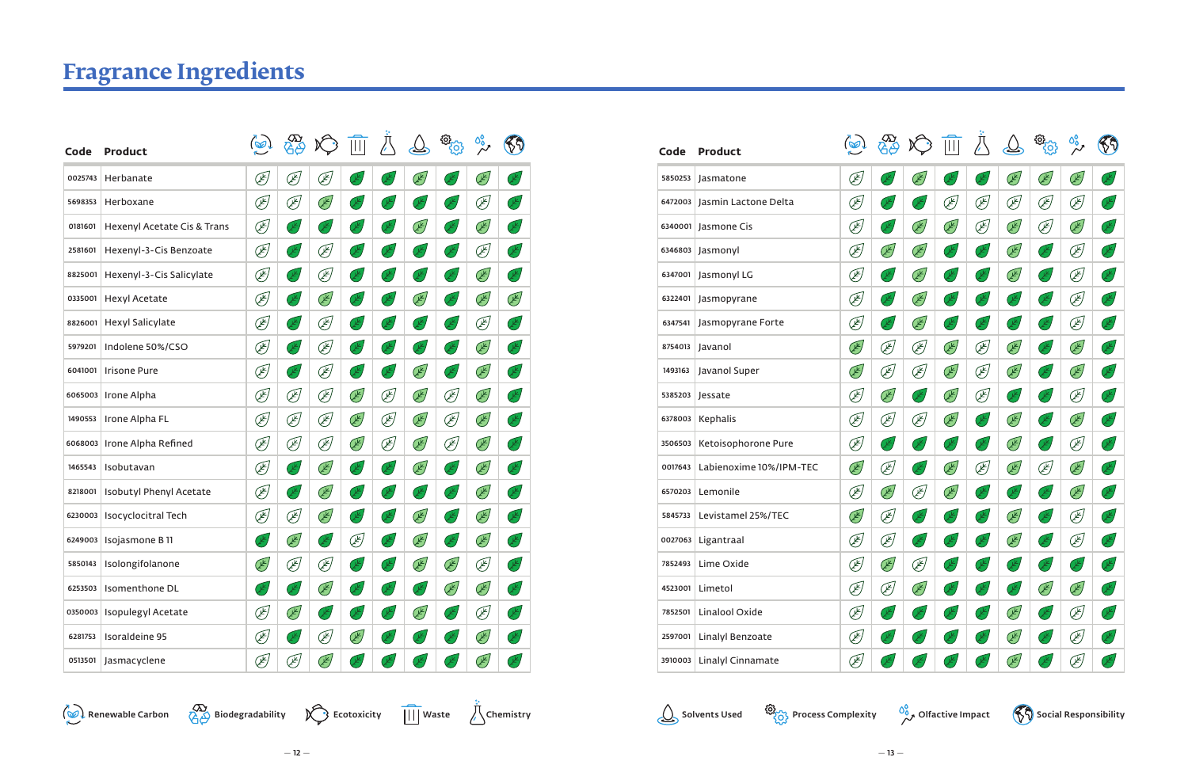# Fragrance Ingredients

| Code | Product | Renewable Carbon | Biodegradability | Ecotoxicity | Waste | Chemistry | Solvents Used | Process Complexity | Olfactive Impact | Social Responsibility |
|---|---|---|---|---|---|---|---|---|---|---|
| 0025743 | Herbanate | Outline | Outline | Outline | Dark green | Dark green | Light green | Dark green | Light green | Dark green |
| 5698353 | Herboxane | Outline | Outline | Light green | Dark green | Dark green | Dark green | Dark green | Outline | Dark green |
| 0181601 | Hexenyl Acetate Cis & Trans | Outline | Dark green | Dark green | Dark green | Dark green | Light green | Dark green | Light green | Dark green |
| 2581601 | Hexenyl-3-Cis Benzoate | Outline | Dark green | Outline | Dark green | Dark green | Dark green | Dark green | Outline | Dark green |
| 8825001 | Hexenyl-3-Cis Salicylate | Outline | Dark green | Outline | Dark green | Dark green | Dark green | Dark green | Light green | Dark green |
| 0335001 | Hexyl Acetate | Outline | Dark green | Light green | Dark green | Dark green | Light green | Dark green | Light green | Light green |
| 8826001 | Hexyl Salicylate | Outline | Dark green | Outline | Dark green | Dark green | Dark green | Dark green | Outline | Dark green |
| 5979201 | Indolene 50%/CSO | Outline | Dark green | Outline | Dark green | Dark green | Dark green | Dark green | Light green | Dark green |
| 6041001 | Irisone Pure | Outline | Dark green | Outline | Dark green | Dark green | Light green | Dark green | Light green | Dark green |
| 6065003 | Irone Alpha | Outline | Outline | Outline | Light green | Outline | Light green | Outline | Light green | Dark green |
| 1490553 | Irone Alpha FL | Outline | Outline | Outline | Light green | Outline | Light green | Outline | Light green | Dark green |
| 6068003 | Irone Alpha Refined | Outline | Outline | Outline | Light green | Outline | Light green | Outline | Light green | Dark green |
| 1465543 | Isobutavan | Outline | Dark green | Light green | Dark green | Dark green | Light green | Dark green | Light green | Dark green |
| 8218001 | Isobutyl Phenyl Acetate | Outline | Dark green | Light green | Dark green | Dark green | Dark green | Dark green | Light green | Dark green |
| 6230003 | Isocyclocitral Tech | Outline | Outline | Light green | Dark green | Dark green | Light green | Dark green | Light green | Dark green |
| 6249003 | Isojasmone B 11 | Dark green | Light green | Dark green | Outline | Dark green | Light green | Dark green | Light green | Dark green |
| 5850143 | Isolongifolanone | Light green | Outline | Outline | Dark green | Dark green | Light green | Light green | Outline | Dark green |
| 6253503 | Isomenthone DL | Dark green | Dark green | Light green | Dark green | Dark green | Dark green | Light green | Light green | Dark green |
| 0350003 | Isopulegyl Acetate | Outline | Light green | Dark green | Dark green | Dark green | Light green | Dark green | Outline | Dark green |
| 6281753 | Isoraldeine 95 | Outline | Dark green | Outline | Light green | Dark green | Dark green | Dark green | Light green | Dark green |
| 0513501 | Jasmacyclene | Outline | Outline | Light green | Dark green | Dark green | Dark green | Dark green | Light green | Dark green |
| 5850253 | Jasmatone | Outline | Dark green | Light green | Dark green | Dark green | Light green | Light green | Light green | Dark green |
| 6472003 | Jasmin Lactone Delta | Outline | Dark green | Dark green | Outline | Outline | Outline | Outline | Outline | Dark green |
| 6340001 | Jasmone Cis | Outline | Dark green | Light green | Light green | Outline | Light green | Outline | Light green | Dark green |
| 6346803 | Jasmonyl | Outline | Light green | Light green | Dark green | Dark green | Light green | Dark green | Outline | Dark green |
| 6347001 | Jasmonyl LG | Outline | Dark green | Light green | Dark green | Dark green | Light green | Dark green | Outline | Dark green |
| 6322401 | Jasmopyrane | Outline | Dark green | Light green | Dark green | Dark green | Dark green | Dark green | Outline | Dark green |
| 6347541 | Jasmopyrane Forte | Outline | Dark green | Light green | Dark green | Dark green | Light green | Dark green | Outline | Dark green |
| 8754013 | Javanol | Light green | Outline | Outline | Light green | Outline | Light green | Dark green | Light green | Dark green |
| 1493163 | Javanol Super | Light green | Outline | Outline | Light green | Outline | Light green | Dark green | Light green | Dark green |
| 5385203 | Jessate | Outline | Light green | Dark green | Light green | Outline | Dark green | Dark green | Outline | Dark green |
| 6378003 | Kephalis | Outline | Outline | Outline | Light green | Dark green | Light green | Dark green | Light green | Dark green |
| 3506503 | Ketoisophorone Pure | Outline | Dark green | Dark green | Dark green | Dark green | Light green | Dark green | Outline | Dark green |
| 0017643 | Labienoxime 10%/IPM-TEC | Light green | Outline | Dark green | Light green | Outline | Light green | Outline | Light green | Dark green |
| 6570203 | Lemonile | Outline | Light green | Outline | Light green | Dark green | Dark green | Dark green | Light green | Dark green |
| 5845733 | Levistamel 25%/TEC | Light green | Outline | Dark green | Dark green | Dark green | Light green | Dark green | Outline | Dark green |
| 0027063 | Ligantraal | Outline | Outline | Dark green | Dark green | Dark green | Light green | Dark green | Outline | Dark green |
| 7852493 | Lime Oxide | Outline | Light green | Outline | Dark green | Dark green | Dark green | Dark green | Dark green | Dark green |
| 4523001 | Limetol | Outline | Outline | Light green | Dark green | Dark green | Dark green | Light green | Light green | Dark green |
| 7852501 | Linalool Oxide | Outline | Dark green | Dark green | Dark green | Dark green | Dark green | Dark green | Outline | Dark green |
| 2597001 | Linalyl Benzoate | Outline | Dark green | Dark green | Dark green | Dark green | Light green | Dark green | Outline | Dark green |
| 3910003 | Linalyl Cinnamate | Outline | Dark green | Dark green | Dark green | Dark green | Light green | Dark green | Outline | Dark green |

Renewable Carbon · Biodegradability · Ecotoxicity · Waste · Chemistry · Solvents Used · Process Complexity · Olfactive Impact · Social Responsibility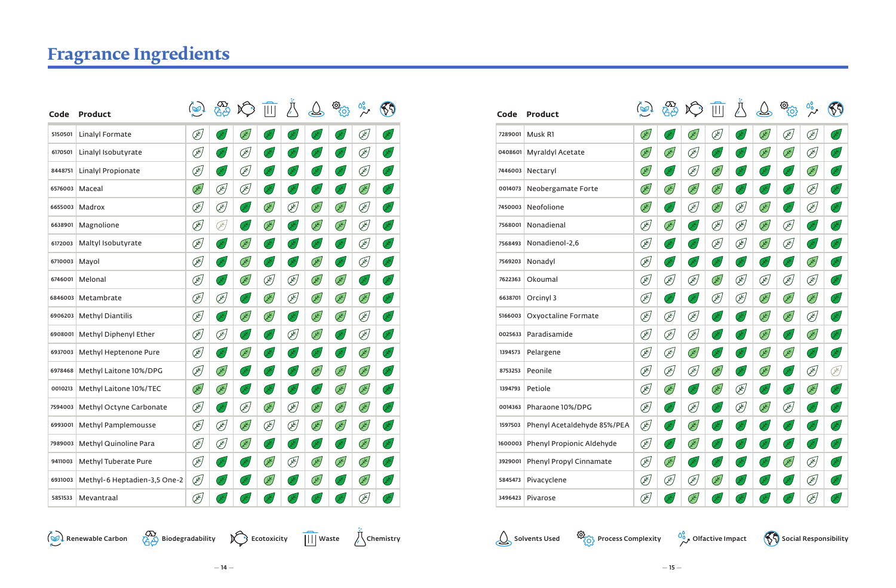# Fragrance Ingredients

| Code | Product | Renewable Carbon | Biodegradability | Ecotoxicity | Waste | Chemistry | Solvents Used | Process Complexity | Olfactive Impact | Social Responsibility |
|---|---|---|---|---|---|---|---|---|---|---|
| 5150501 | Linalyl Formate | | | | | | | | | |
| 6170501 | Linalyl Isobutyrate | | | | | | | | | |
| 8448751 | Linalyl Propionate | | | | | | | | | |
| 6576003 | Maceal | | | | | | | | | |
| 6655003 | Madrox | | | | | | | | | |
| 6638901 | Magnolione | | | | | | | | | |
| 6172003 | Maltyl Isobutyrate | | | | | | | | | |
| 6710003 | Mayol | | | | | | | | | |
| 6746001 | Melonal | | | | | | | | | |
| 6846003 | Metambrate | | | | | | | | | |
| 6906203 | Methyl Diantilis | | | | | | | | | |
| 6908001 | Methyl Diphenyl Ether | | | | | | | | | |
| 6937003 | Methyl Heptenone Pure | | | | | | | | | |
| 6978468 | Methyl Laitone 10%/DPG | | | | | | | | | |
| 0010213 | Methyl Laitone 10%/TEC | | | | | | | | | |
| 7594003 | Methyl Octyne Carbonate | | | | | | | | | |
| 6993001 | Methyl Pamplemousse | | | | | | | | | |
| 7989003 | Methyl Quinoline Para | | | | | | | | | |
| 9411003 | Methyl Tuberate Pure | | | | | | | | | |
| 6931003 | Methyl-6 Heptadien-3,5 One-2 | | | | | | | | | |
| 5851533 | Mevantraal | | | | | | | | | |
| 7289001 | Musk R1 | | | | | | | | | |
| 0408601 | Myraldyl Acetate | | | | | | | | | |
| 7446003 | Nectaryl | | | | | | | | | |
| 0014073 | Neobergamate Forte | | | | | | | | | |
| 7450003 | Neofolione | | | | | | | | | |
| 7568001 | Nonadienal | | | | | | | | | |
| 7568493 | Nonadienol-2,6 | | | | | | | | | |
| 7569203 | Nonadyl | | | | | | | | | |
| 7622363 | Okoumal | | | | | | | | | |
| 6638701 | Orcinyl 3 | | | | | | | | | |
| 5166003 | Oxyoctaline Formate | | | | | | | | | |
| 0025633 | Paradisamide | | | | | | | | | |
| 1394573 | Pelargene | | | | | | | | | |
| 8753253 | Peonile | | | | | | | | | |
| 1394793 | Petiole | | | | | | | | | |
| 0014363 | Pharaone 10%/DPG | | | | | | | | | |
| 1597503 | Phenyl Acetaldehyde 85%/PEA | | | | | | | | | |
| 1600003 | Phenyl Propionic Aldehyde | | | | | | | | | |
| 3929001 | Phenyl Propyl Cinnamate | | | | | | | | | |
| 5845473 | Pivacyclene | | | | | | | | | |
| 3496423 | Pivarose | | | | | | | | | |

Renewable Carbon · Biodegradability · Ecotoxicity · Waste · Chemistry · Solvents Used · Process Complexity · Olfactive Impact · Social Responsibility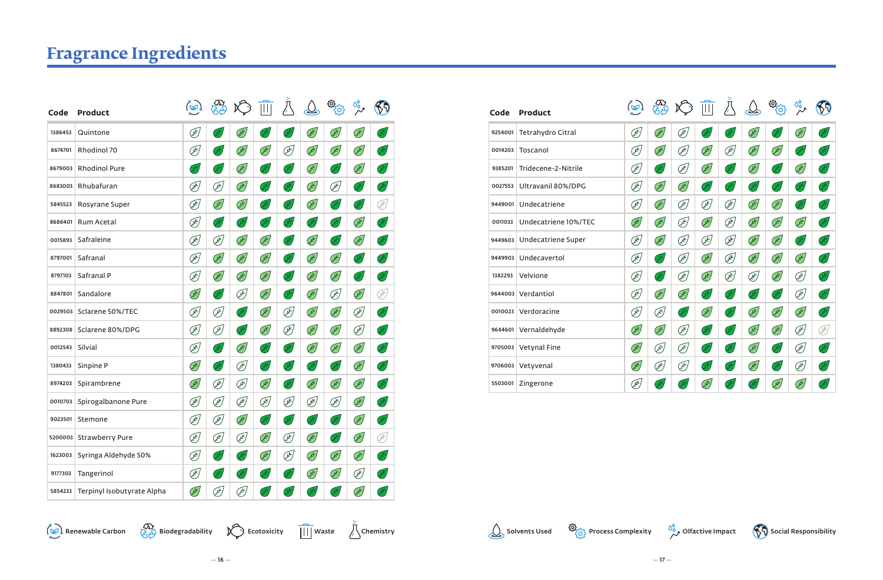# Fragrance Ingredients

Cell values describe the leaf icon shown in each cell: Dark = dark green filled leaf, Light = light green filled leaf, Outline = unfilled outline leaf, Faint = faded grey outline leaf.

| Code | Product | Renewable Carbon | Biodegradability | Ecotoxicity | Waste | Chemistry | Solvents Used | Process Complexity | Olfactive Impact | Social Responsibility |
|---|---|---|---|---|---|---|---|---|---|---|
| 1386453 | Quintone | Outline | Dark | Light | Dark | Dark | Light | Light | Light | Dark |
| 8674701 | Rhodinol 70 | Outline | Dark | Light | Light | Outline | Light | Light | Light | Dark |
| 8679003 | Rhodinol Pure | Dark | Dark | Light | Dark | Dark | Light | Dark | Light | Dark |
| 8683003 | Rhubafuran | Outline | Outline | Light | Dark | Dark | Light | Outline | Dark | Dark |
| 5845523 | Rosyrane Super | Outline | Light | Light | Dark | Dark | Light | Dark | Dark | Faint |
| 8686401 | Rum Acetal | Outline | Dark | Dark | Dark | Dark | Dark | Dark | Light | Dark |
| 0015893 | Safraleine | Outline | Outline | Light | Light | Dark | Light | Dark | Light | Dark |
| 8797001 | Safranal | Outline | Light | Light | Light | Dark | Light | Light | Dark | Dark |
| 8797103 | Safranal P | Outline | Light | Light | Light | Dark | Light | Light | Dark | Dark |
| 8847801 | Sandalore | Light | Dark | Outline | Light | Dark | Light | Outline | Light | Faint |
| 0029503 | Sclarene 50%/TEC | Outline | Outline | Dark | Light | Outline | Light | Light | Outline | Dark |
| 8892308 | Sclarene 80%/DPG | Outline | Outline | Dark | Light | Outline | Light | Light | Outline | Dark |
| 0012543 | Silvial | Outline | Dark | Light | Dark | Dark | Light | Light | Light | Dark |
| 1380433 | Sinpine P | Light | Dark | Outline | Dark | Dark | Dark | Dark | Light | Dark |
| 8974203 | Spirambrene | Light | Outline | Outline | Light | Dark | Light | Light | Light | Dark |
| 0010703 | Spirogalbanone Pure | Outline | Outline | Outline | Outline | Outline | Outline | Outline | Light | Dark |
| 9023501 | Stemone | Outline | Outline | Light | Dark | Dark | Dark | Dark | Light | Dark |
| 5200003 | Strawberry Pure | Outline | Outline | Outline | Light | Outline | Light | Dark | Light | Faint |
| 1623003 | Syringa Aldehyde 50% | Outline | Dark | Dark | Light | Outline | Light | Light | Light | Dark |
| 9177303 | Tangerinol | Outline | Dark | Dark | Dark | Dark | Light | Light | Outline | Dark |
| 5854233 | Terpinyl Isobutyrate Alpha | Light | Outline | Outline | Dark | Dark | Dark | Dark | Light | Dark |
| 9254001 | Tetrahydro Citral | Outline | Light | Outline | Dark | Dark | Light | Dark | Light | Dark |
| 0014203 | Toscanol | Outline | Light | Outline | Light | Outline | Light | Light | Dark | Dark |
| 9385201 | Tridecene-2-Nitrile | Outline | Dark | Outline | Light | Dark | Light | Dark | Light | Dark |
| 0027553 | Ultravanil 80%/DPG | Outline | Light | Light | Dark | Dark | Dark | Dark | Dark | Dark |
| 9449001 | Undecatriene | Outline | Light | Outline | Outline | Outline | Light | Light | Dark | Dark |
| 0011033 | Undecatriene 10%/TEC | Light | Light | Outline | Light | Outline | Light | Light | Light | Dark |
| 9449603 | Undecatriene Super | Outline | Light | Outline | Outline | Outline | Light | Light | Dark | Dark |
| 9449903 | Undecavertol | Outline | Dark | Outline | Light | Outline | Light | Light | Light | Dark |
| 1382293 | Velvione | Outline | Dark | Outline | Light | Outline | Outline | Light | Outline | Dark |
| 9644003 | Verdantiol | Outline | Light | Light | Dark | Dark | Dark | Dark | Outline | Dark |
| 0010023 | Verdoracine | Outline | Outline | Dark | Light | Dark | Light | Light | Light | Dark |
| 9644601 | Vernaldehyde | Light | Light | Outline | Dark | Dark | Light | Light | Outline | Faint |
| 9705003 | Vetynal Fine | Light | Outline | Outline | Dark | Dark | Light | Dark | Outline | Dark |
| 9706003 | Vetyvenal | Light | Outline | Outline | Dark | Dark | Light | Dark | Outline | Dark |
| 5503001 | Zingerone | Outline | Dark | Dark | Light | Dark | Dark | Light | Light | Dark |

Renewable Carbon · Biodegradability · Ecotoxicity · Waste · Chemistry · Solvents Used · Process Complexity · Olfactive Impact · Social Responsibility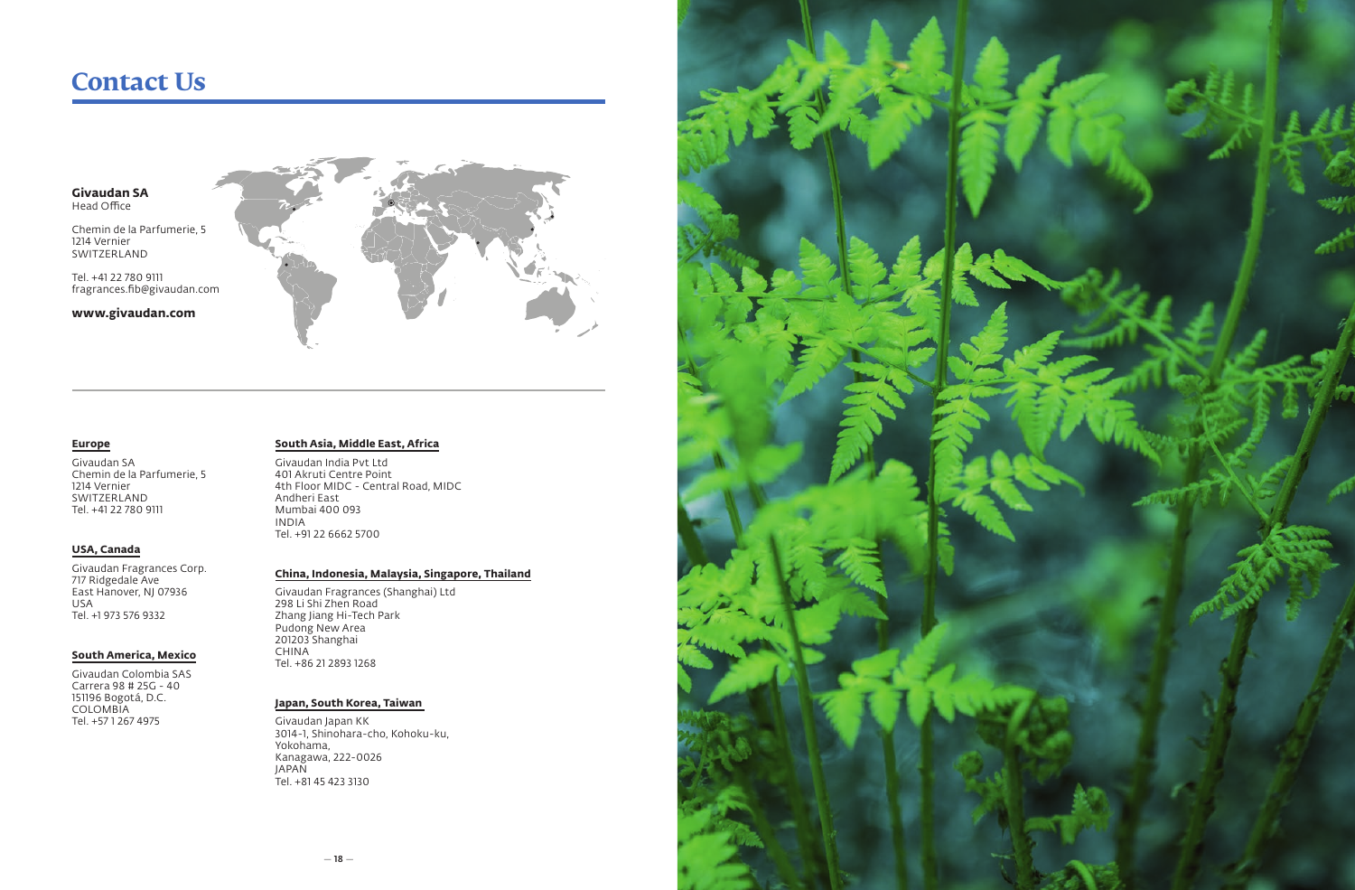# Contact Us

**Givaudan SA**
Head Office

Chemin de la Parfumerie, 5
1214 Vernier
SWITZERLAND

Tel. +41 22 780 9111
fragrances.fib@givaudan.com

**www.givaudan.com**

**Europe**

Givaudan SA
Chemin de la Parfumerie, 5
1214 Vernier
SWITZERLAND
Tel. +41 22 780 9111

**USA, Canada**

Givaudan Fragrances Corp.
717 Ridgedale Ave
East Hanover, NJ 07936
USA
Tel. +1 973 576 9332

**South America, Mexico**

Givaudan Colombia SAS
Carrera 98 # 25G - 40
151196 Bogotá, D.C.
COLOMBIA
Tel. +57 1 267 4975

**South Asia, Middle East, Africa**

Givaudan India Pvt Ltd
401 Akruti Centre Point
4th Floor MIDC - Central Road, MIDC
Andheri East
Mumbai 400 093
INDIA
Tel. +91 22 6662 5700

**China, Indonesia, Malaysia, Singapore, Thailand**

Givaudan Fragrances (Shanghai) Ltd
298 Li Shi Zhen Road
Zhang Jiang Hi-Tech Park
Pudong New Area
201203 Shanghai
CHINA
Tel. +86 21 2893 1268

**Japan, South Korea, Taiwan**

Givaudan Japan KK
3014-1, Shinohara-cho, Kohoku-ku,
Yokohama,
Kanagawa, 222-0026
JAPAN
Tel. +81 45 423 3130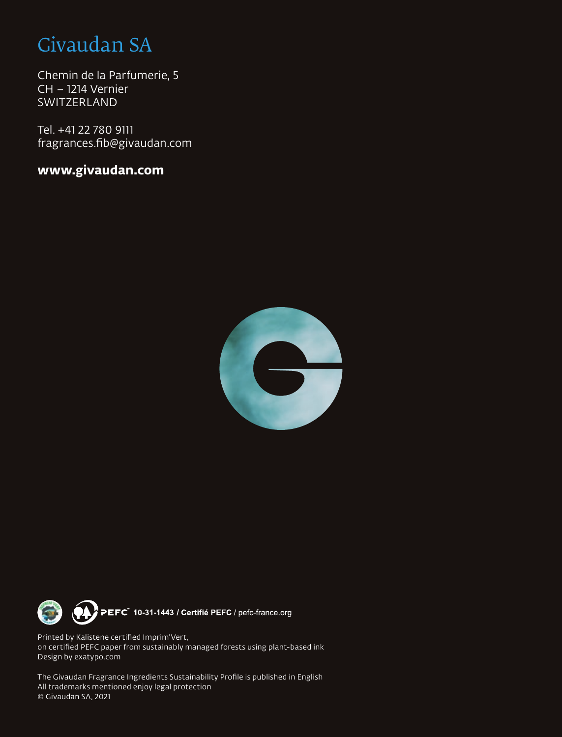# Givaudan SA

Chemin de la Parfumerie, 5
CH – 1214 Vernier
SWITZERLAND

Tel. +41 22 780 9111
fragrances.fib@givaudan.com

**www.givaudan.com**

PEFC™ **10-31-1443 / Certifié PEFC** / pefc-france.org

Printed by Kalistene certified Imprim'Vert,
on certified PEFC paper from sustainably managed forests using plant-based ink
Design by exatypo.com

The Givaudan Fragrance Ingredients Sustainability Profile is published in English
All trademarks mentioned enjoy legal protection
© Givaudan SA, 2021